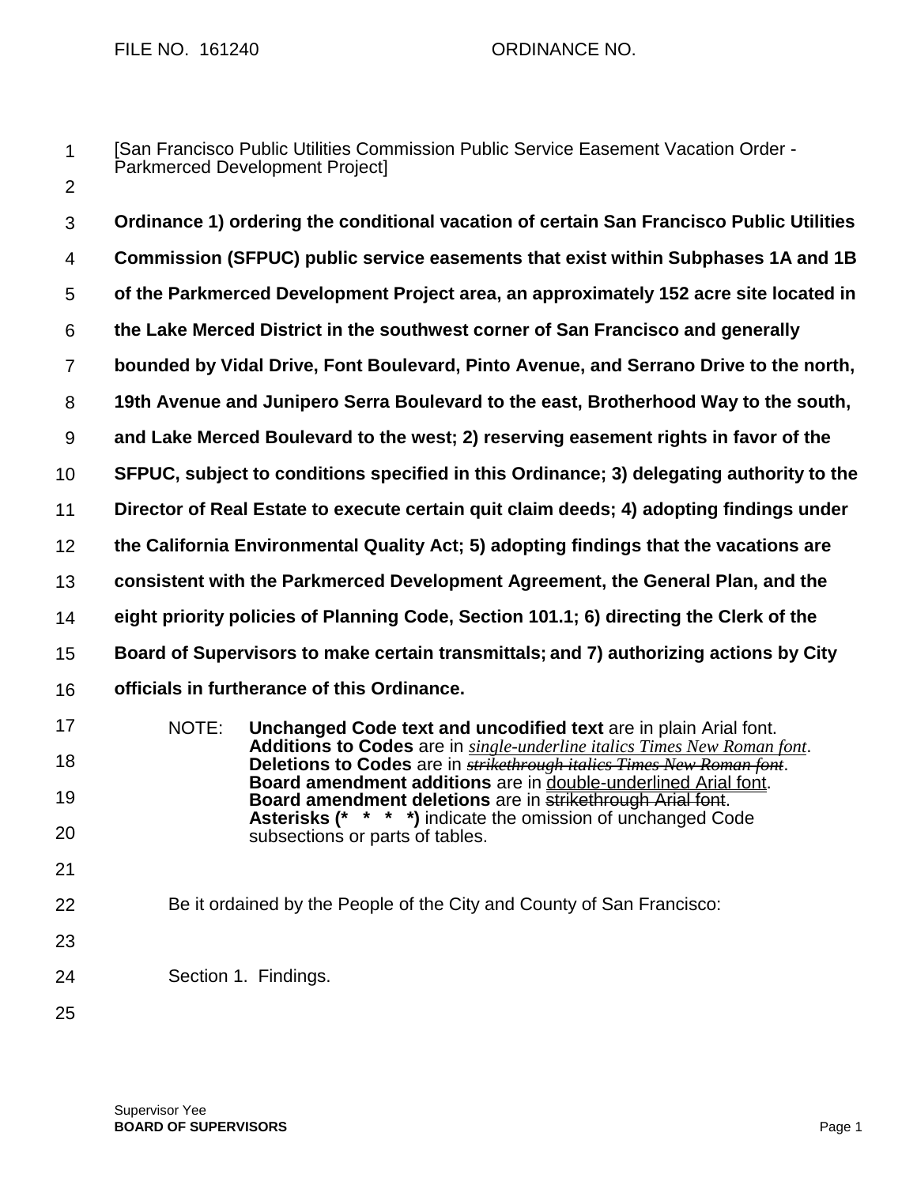FILE NO. 161240 ORDINANCE NO.

[San Francisco Public Utilities Commission Public Service Easement Vacation Order - Parkmerced Development Project]

**Ordinance 1) ordering the conditional vacation of certain San Francisco Public Utilities Commission (SFPUC) public service easements that exist within Subphases 1A and 1B of the Parkmerced Development Project area, an approximately 152 acre site located in the Lake Merced District in the southwest corner of San Francisco and generally bounded by Vidal Drive, Font Boulevard, Pinto Avenue, and Serrano Drive to the north, 19th Avenue and Junipero Serra Boulevard to the east, Brotherhood Way to the south, and Lake Merced Boulevard to the west; 2) reserving easement rights in favor of the SFPUC, subject to conditions specified in this Ordinance; 3) delegating authority to the Director of Real Estate to execute certain quit claim deeds; 4) adopting findings under the California Environmental Quality Act; 5) adopting findings that the vacations are consistent with the Parkmerced Development Agreement, the General Plan, and the eight priority policies of Planning Code, Section 101.1; 6) directing the Clerk of the Board of Supervisors to make certain transmittals; and 7) authorizing actions by City officials in furtherance of this Ordinance.**

NOTE: **Unchanged Code text and uncodified text** are in plain Arial font.
**Additions to Codes** are in *single-underline italics Times New Roman font*.
**Deletions to Codes** are in ~~*strikethrough italics Times New Roman font*~~.
**Board amendment additions** are in double-underlined Arial font.
**Board amendment deletions** are in ~~strikethrough Arial font~~.
**Asterisks (* * * *)** indicate the omission of unchanged Code subsections or parts of tables.

Be it ordained by the People of the City and County of San Francisco:

Section 1. Findings.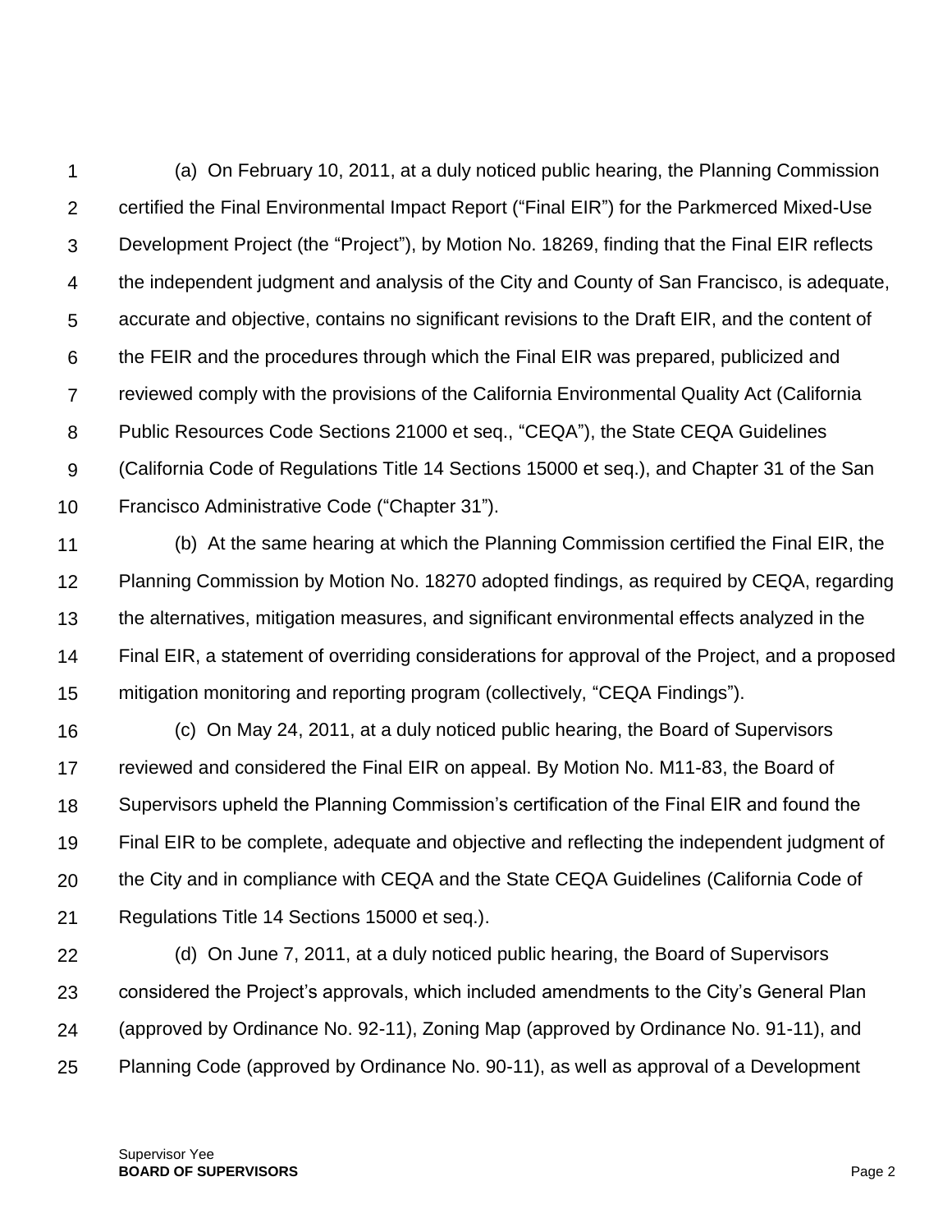(a) On February 10, 2011, at a duly noticed public hearing, the Planning Commission certified the Final Environmental Impact Report ("Final EIR") for the Parkmerced Mixed-Use Development Project (the "Project"), by Motion No. 18269, finding that the Final EIR reflects the independent judgment and analysis of the City and County of San Francisco, is adequate, accurate and objective, contains no significant revisions to the Draft EIR, and the content of the FEIR and the procedures through which the Final EIR was prepared, publicized and reviewed comply with the provisions of the California Environmental Quality Act (California Public Resources Code Sections 21000 et seq., "CEQA"), the State CEQA Guidelines (California Code of Regulations Title 14 Sections 15000 et seq.), and Chapter 31 of the San Francisco Administrative Code ("Chapter 31").

(b) At the same hearing at which the Planning Commission certified the Final EIR, the Planning Commission by Motion No. 18270 adopted findings, as required by CEQA, regarding the alternatives, mitigation measures, and significant environmental effects analyzed in the Final EIR, a statement of overriding considerations for approval of the Project, and a proposed mitigation monitoring and reporting program (collectively, "CEQA Findings").

(c) On May 24, 2011, at a duly noticed public hearing, the Board of Supervisors reviewed and considered the Final EIR on appeal. By Motion No. M11-83, the Board of Supervisors upheld the Planning Commission's certification of the Final EIR and found the Final EIR to be complete, adequate and objective and reflecting the independent judgment of the City and in compliance with CEQA and the State CEQA Guidelines (California Code of Regulations Title 14 Sections 15000 et seq.).

(d) On June 7, 2011, at a duly noticed public hearing, the Board of Supervisors considered the Project's approvals, which included amendments to the City's General Plan (approved by Ordinance No. 92-11), Zoning Map (approved by Ordinance No. 91-11), and Planning Code (approved by Ordinance No. 90-11), as well as approval of a Development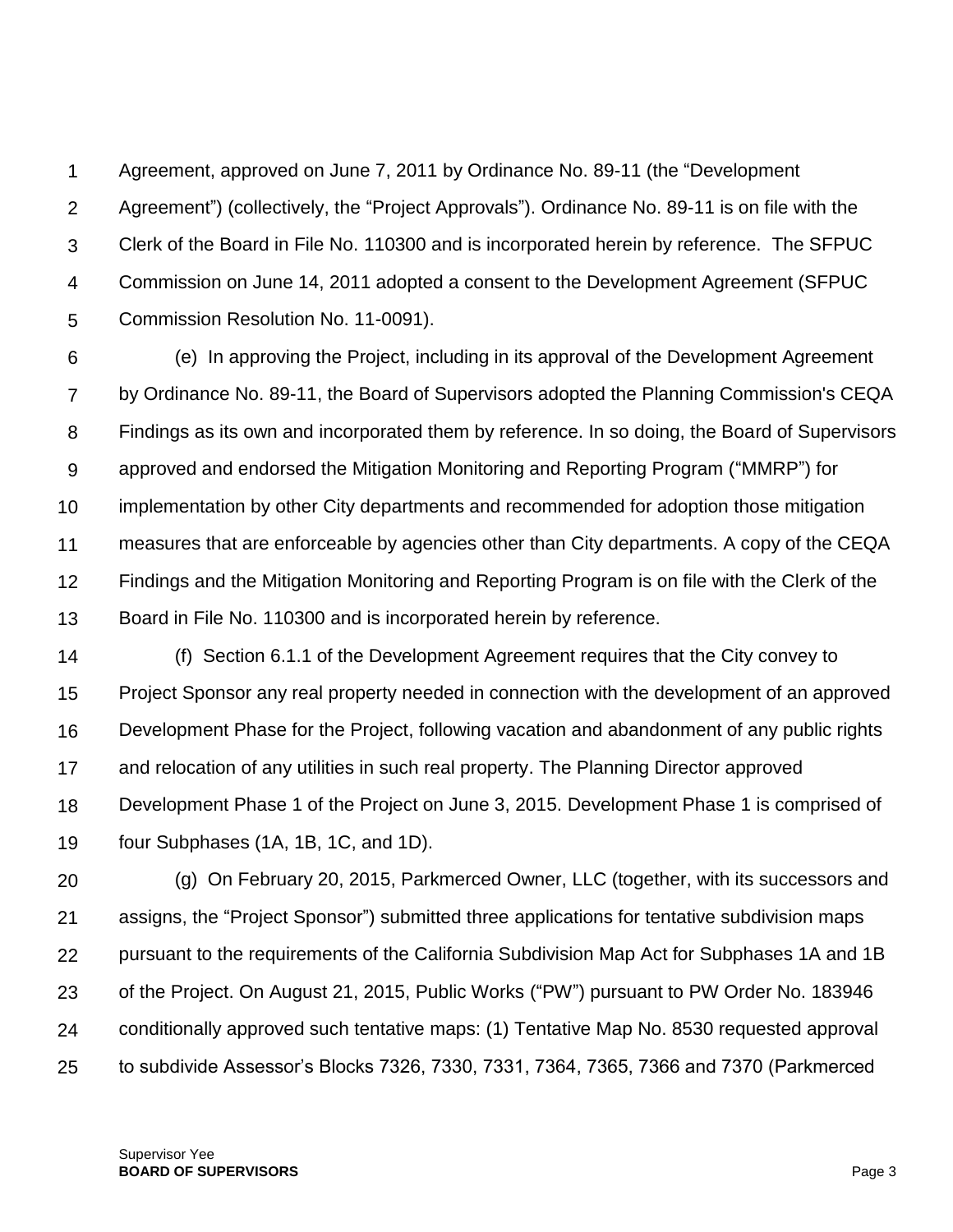Agreement, approved on June 7, 2011 by Ordinance No. 89-11 (the "Development Agreement") (collectively, the "Project Approvals"). Ordinance No. 89-11 is on file with the Clerk of the Board in File No. 110300 and is incorporated herein by reference. The SFPUC Commission on June 14, 2011 adopted a consent to the Development Agreement (SFPUC Commission Resolution No. 11-0091).

(e) In approving the Project, including in its approval of the Development Agreement by Ordinance No. 89-11, the Board of Supervisors adopted the Planning Commission's CEQA Findings as its own and incorporated them by reference. In so doing, the Board of Supervisors approved and endorsed the Mitigation Monitoring and Reporting Program ("MMRP") for implementation by other City departments and recommended for adoption those mitigation measures that are enforceable by agencies other than City departments. A copy of the CEQA Findings and the Mitigation Monitoring and Reporting Program is on file with the Clerk of the Board in File No. 110300 and is incorporated herein by reference.

(f) Section 6.1.1 of the Development Agreement requires that the City convey to Project Sponsor any real property needed in connection with the development of an approved Development Phase for the Project, following vacation and abandonment of any public rights and relocation of any utilities in such real property. The Planning Director approved Development Phase 1 of the Project on June 3, 2015. Development Phase 1 is comprised of four Subphases (1A, 1B, 1C, and 1D).

(g) On February 20, 2015, Parkmerced Owner, LLC (together, with its successors and assigns, the "Project Sponsor") submitted three applications for tentative subdivision maps pursuant to the requirements of the California Subdivision Map Act for Subphases 1A and 1B of the Project. On August 21, 2015, Public Works ("PW") pursuant to PW Order No. 183946 conditionally approved such tentative maps: (1) Tentative Map No. 8530 requested approval to subdivide Assessor's Blocks 7326, 7330, 7331, 7364, 7365, 7366 and 7370 (Parkmerced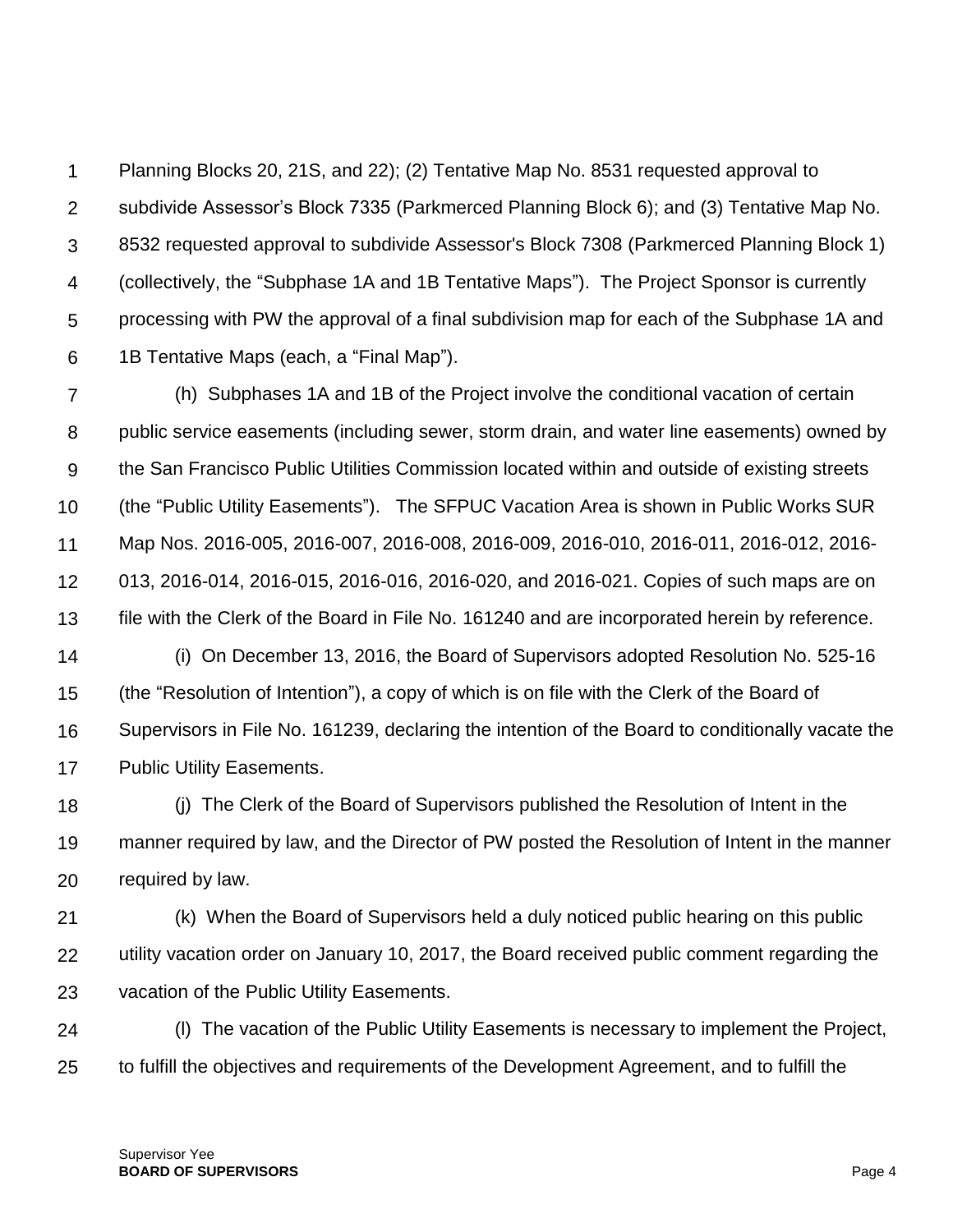Planning Blocks 20, 21S, and 22); (2) Tentative Map No. 8531 requested approval to subdivide Assessor's Block 7335 (Parkmerced Planning Block 6); and (3) Tentative Map No. 8532 requested approval to subdivide Assessor's Block 7308 (Parkmerced Planning Block 1) (collectively, the "Subphase 1A and 1B Tentative Maps"). The Project Sponsor is currently processing with PW the approval of a final subdivision map for each of the Subphase 1A and 1B Tentative Maps (each, a "Final Map").

(h) Subphases 1A and 1B of the Project involve the conditional vacation of certain public service easements (including sewer, storm drain, and water line easements) owned by the San Francisco Public Utilities Commission located within and outside of existing streets (the "Public Utility Easements"). The SFPUC Vacation Area is shown in Public Works SUR Map Nos. 2016-005, 2016-007, 2016-008, 2016-009, 2016-010, 2016-011, 2016-012, 2016-013, 2016-014, 2016-015, 2016-016, 2016-020, and 2016-021. Copies of such maps are on file with the Clerk of the Board in File No. 161240 and are incorporated herein by reference.

(i) On December 13, 2016, the Board of Supervisors adopted Resolution No. 525-16 (the "Resolution of Intention"), a copy of which is on file with the Clerk of the Board of Supervisors in File No. 161239, declaring the intention of the Board to conditionally vacate the Public Utility Easements.

(j) The Clerk of the Board of Supervisors published the Resolution of Intent in the manner required by law, and the Director of PW posted the Resolution of Intent in the manner required by law.

(k) When the Board of Supervisors held a duly noticed public hearing on this public utility vacation order on January 10, 2017, the Board received public comment regarding the vacation of the Public Utility Easements.

(l) The vacation of the Public Utility Easements is necessary to implement the Project, to fulfill the objectives and requirements of the Development Agreement, and to fulfill the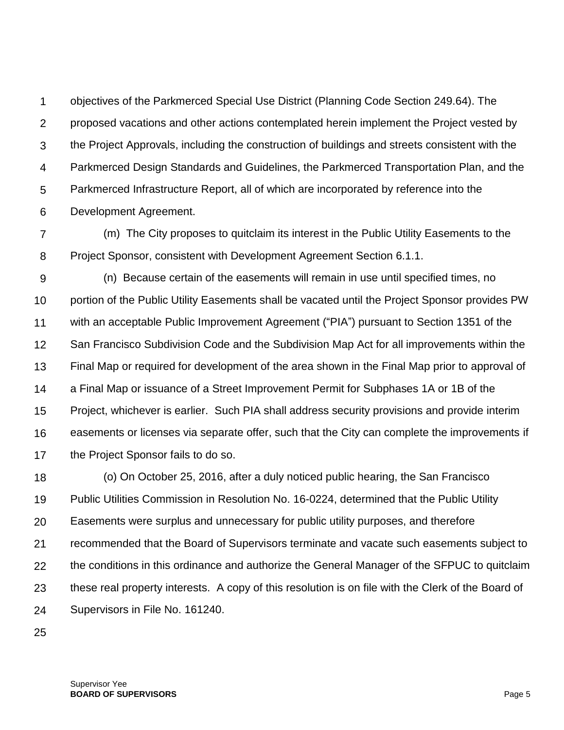objectives of the Parkmerced Special Use District (Planning Code Section 249.64). The proposed vacations and other actions contemplated herein implement the Project vested by the Project Approvals, including the construction of buildings and streets consistent with the Parkmerced Design Standards and Guidelines, the Parkmerced Transportation Plan, and the Parkmerced Infrastructure Report, all of which are incorporated by reference into the Development Agreement.

(m) The City proposes to quitclaim its interest in the Public Utility Easements to the Project Sponsor, consistent with Development Agreement Section 6.1.1.

(n) Because certain of the easements will remain in use until specified times, no portion of the Public Utility Easements shall be vacated until the Project Sponsor provides PW with an acceptable Public Improvement Agreement ("PIA") pursuant to Section 1351 of the San Francisco Subdivision Code and the Subdivision Map Act for all improvements within the Final Map or required for development of the area shown in the Final Map prior to approval of a Final Map or issuance of a Street Improvement Permit for Subphases 1A or 1B of the Project, whichever is earlier. Such PIA shall address security provisions and provide interim easements or licenses via separate offer, such that the City can complete the improvements if the Project Sponsor fails to do so.

(o) On October 25, 2016, after a duly noticed public hearing, the San Francisco Public Utilities Commission in Resolution No. 16-0224, determined that the Public Utility Easements were surplus and unnecessary for public utility purposes, and therefore recommended that the Board of Supervisors terminate and vacate such easements subject to the conditions in this ordinance and authorize the General Manager of the SFPUC to quitclaim these real property interests. A copy of this resolution is on file with the Clerk of the Board of Supervisors in File No. 161240.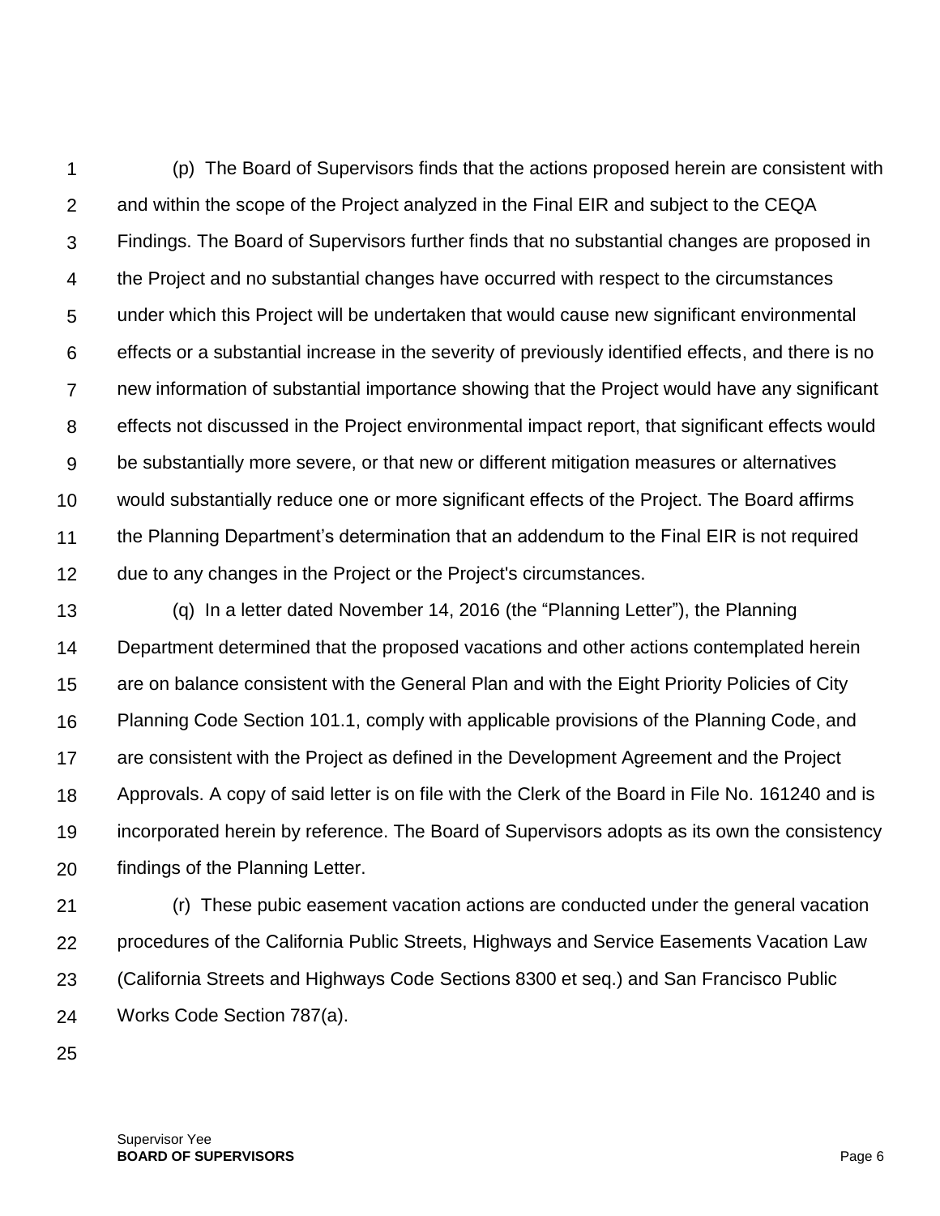(p) The Board of Supervisors finds that the actions proposed herein are consistent with and within the scope of the Project analyzed in the Final EIR and subject to the CEQA Findings. The Board of Supervisors further finds that no substantial changes are proposed in the Project and no substantial changes have occurred with respect to the circumstances under which this Project will be undertaken that would cause new significant environmental effects or a substantial increase in the severity of previously identified effects, and there is no new information of substantial importance showing that the Project would have any significant effects not discussed in the Project environmental impact report, that significant effects would be substantially more severe, or that new or different mitigation measures or alternatives would substantially reduce one or more significant effects of the Project. The Board affirms the Planning Department's determination that an addendum to the Final EIR is not required due to any changes in the Project or the Project's circumstances.

(q) In a letter dated November 14, 2016 (the "Planning Letter"), the Planning Department determined that the proposed vacations and other actions contemplated herein are on balance consistent with the General Plan and with the Eight Priority Policies of City Planning Code Section 101.1, comply with applicable provisions of the Planning Code, and are consistent with the Project as defined in the Development Agreement and the Project Approvals. A copy of said letter is on file with the Clerk of the Board in File No. 161240 and is incorporated herein by reference. The Board of Supervisors adopts as its own the consistency findings of the Planning Letter.

(r) These pubic easement vacation actions are conducted under the general vacation procedures of the California Public Streets, Highways and Service Easements Vacation Law (California Streets and Highways Code Sections 8300 et seq.) and San Francisco Public Works Code Section 787(a).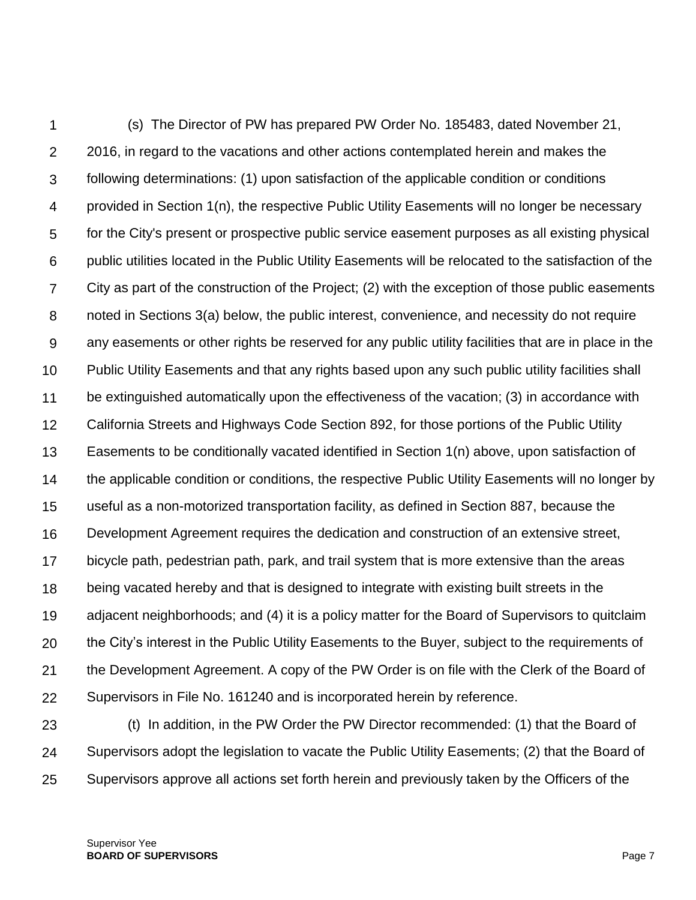(s) The Director of PW has prepared PW Order No. 185483, dated November 21, 2016, in regard to the vacations and other actions contemplated herein and makes the following determinations: (1) upon satisfaction of the applicable condition or conditions provided in Section 1(n), the respective Public Utility Easements will no longer be necessary for the City's present or prospective public service easement purposes as all existing physical public utilities located in the Public Utility Easements will be relocated to the satisfaction of the City as part of the construction of the Project; (2) with the exception of those public easements noted in Sections 3(a) below, the public interest, convenience, and necessity do not require any easements or other rights be reserved for any public utility facilities that are in place in the Public Utility Easements and that any rights based upon any such public utility facilities shall be extinguished automatically upon the effectiveness of the vacation; (3) in accordance with California Streets and Highways Code Section 892, for those portions of the Public Utility Easements to be conditionally vacated identified in Section 1(n) above, upon satisfaction of the applicable condition or conditions, the respective Public Utility Easements will no longer by useful as a non-motorized transportation facility, as defined in Section 887, because the Development Agreement requires the dedication and construction of an extensive street, bicycle path, pedestrian path, park, and trail system that is more extensive than the areas being vacated hereby and that is designed to integrate with existing built streets in the adjacent neighborhoods; and (4) it is a policy matter for the Board of Supervisors to quitclaim the City's interest in the Public Utility Easements to the Buyer, subject to the requirements of the Development Agreement. A copy of the PW Order is on file with the Clerk of the Board of Supervisors in File No. 161240 and is incorporated herein by reference.

(t) In addition, in the PW Order the PW Director recommended: (1) that the Board of Supervisors adopt the legislation to vacate the Public Utility Easements; (2) that the Board of Supervisors approve all actions set forth herein and previously taken by the Officers of the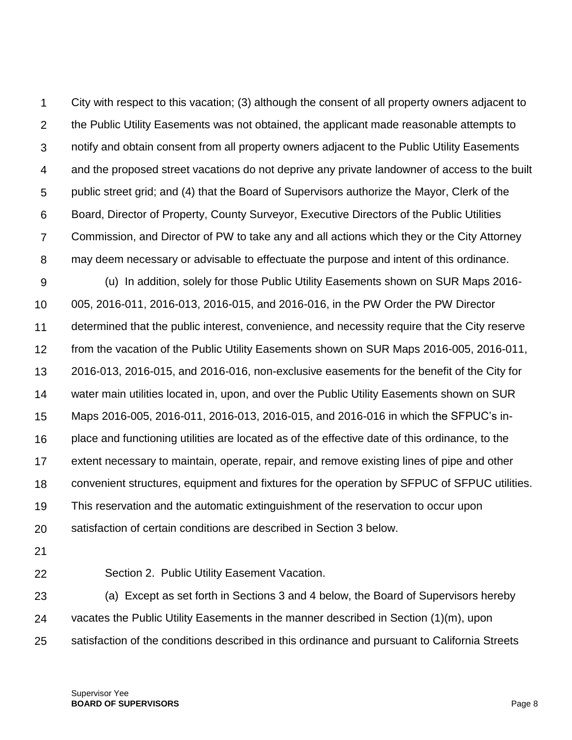City with respect to this vacation; (3) although the consent of all property owners adjacent to the Public Utility Easements was not obtained, the applicant made reasonable attempts to notify and obtain consent from all property owners adjacent to the Public Utility Easements and the proposed street vacations do not deprive any private landowner of access to the built public street grid; and (4) that the Board of Supervisors authorize the Mayor, Clerk of the Board, Director of Property, County Surveyor, Executive Directors of the Public Utilities Commission, and Director of PW to take any and all actions which they or the City Attorney may deem necessary or advisable to effectuate the purpose and intent of this ordinance.

(u) In addition, solely for those Public Utility Easements shown on SUR Maps 2016-005, 2016-011, 2016-013, 2016-015, and 2016-016, in the PW Order the PW Director determined that the public interest, convenience, and necessity require that the City reserve from the vacation of the Public Utility Easements shown on SUR Maps 2016-005, 2016-011, 2016-013, 2016-015, and 2016-016, non-exclusive easements for the benefit of the City for water main utilities located in, upon, and over the Public Utility Easements shown on SUR Maps 2016-005, 2016-011, 2016-013, 2016-015, and 2016-016 in which the SFPUC's in-place and functioning utilities are located as of the effective date of this ordinance, to the extent necessary to maintain, operate, repair, and remove existing lines of pipe and other convenient structures, equipment and fixtures for the operation by SFPUC of SFPUC utilities. This reservation and the automatic extinguishment of the reservation to occur upon satisfaction of certain conditions are described in Section 3 below.

Section 2. Public Utility Easement Vacation.

(a) Except as set forth in Sections 3 and 4 below, the Board of Supervisors hereby vacates the Public Utility Easements in the manner described in Section (1)(m), upon satisfaction of the conditions described in this ordinance and pursuant to California Streets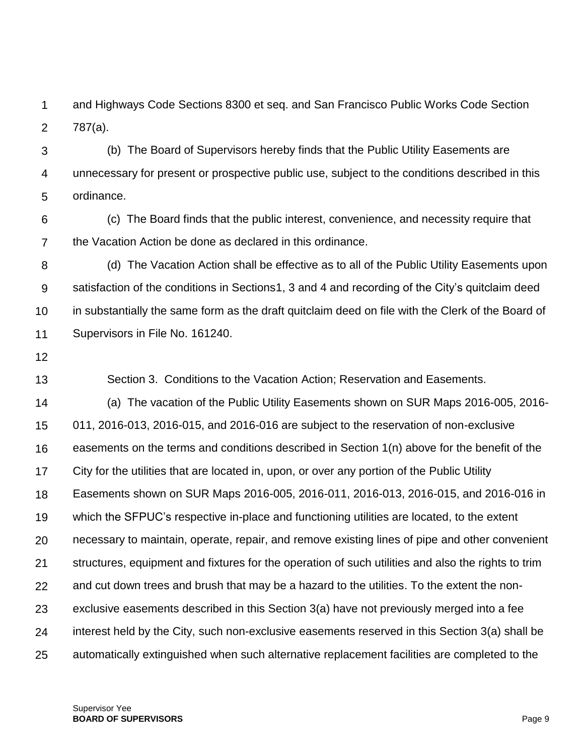and Highways Code Sections 8300 et seq. and San Francisco Public Works Code Section 787(a).

(b) The Board of Supervisors hereby finds that the Public Utility Easements are unnecessary for present or prospective public use, subject to the conditions described in this ordinance.

(c) The Board finds that the public interest, convenience, and necessity require that the Vacation Action be done as declared in this ordinance.

(d) The Vacation Action shall be effective as to all of the Public Utility Easements upon satisfaction of the conditions in Sections1, 3 and 4 and recording of the City's quitclaim deed in substantially the same form as the draft quitclaim deed on file with the Clerk of the Board of Supervisors in File No. 161240.

Section 3. Conditions to the Vacation Action; Reservation and Easements.

(a) The vacation of the Public Utility Easements shown on SUR Maps 2016-005, 2016-011, 2016-013, 2016-015, and 2016-016 are subject to the reservation of non-exclusive easements on the terms and conditions described in Section 1(n) above for the benefit of the City for the utilities that are located in, upon, or over any portion of the Public Utility Easements shown on SUR Maps 2016-005, 2016-011, 2016-013, 2016-015, and 2016-016 in which the SFPUC's respective in-place and functioning utilities are located, to the extent necessary to maintain, operate, repair, and remove existing lines of pipe and other convenient structures, equipment and fixtures for the operation of such utilities and also the rights to trim and cut down trees and brush that may be a hazard to the utilities. To the extent the non-exclusive easements described in this Section 3(a) have not previously merged into a fee interest held by the City, such non-exclusive easements reserved in this Section 3(a) shall be automatically extinguished when such alternative replacement facilities are completed to the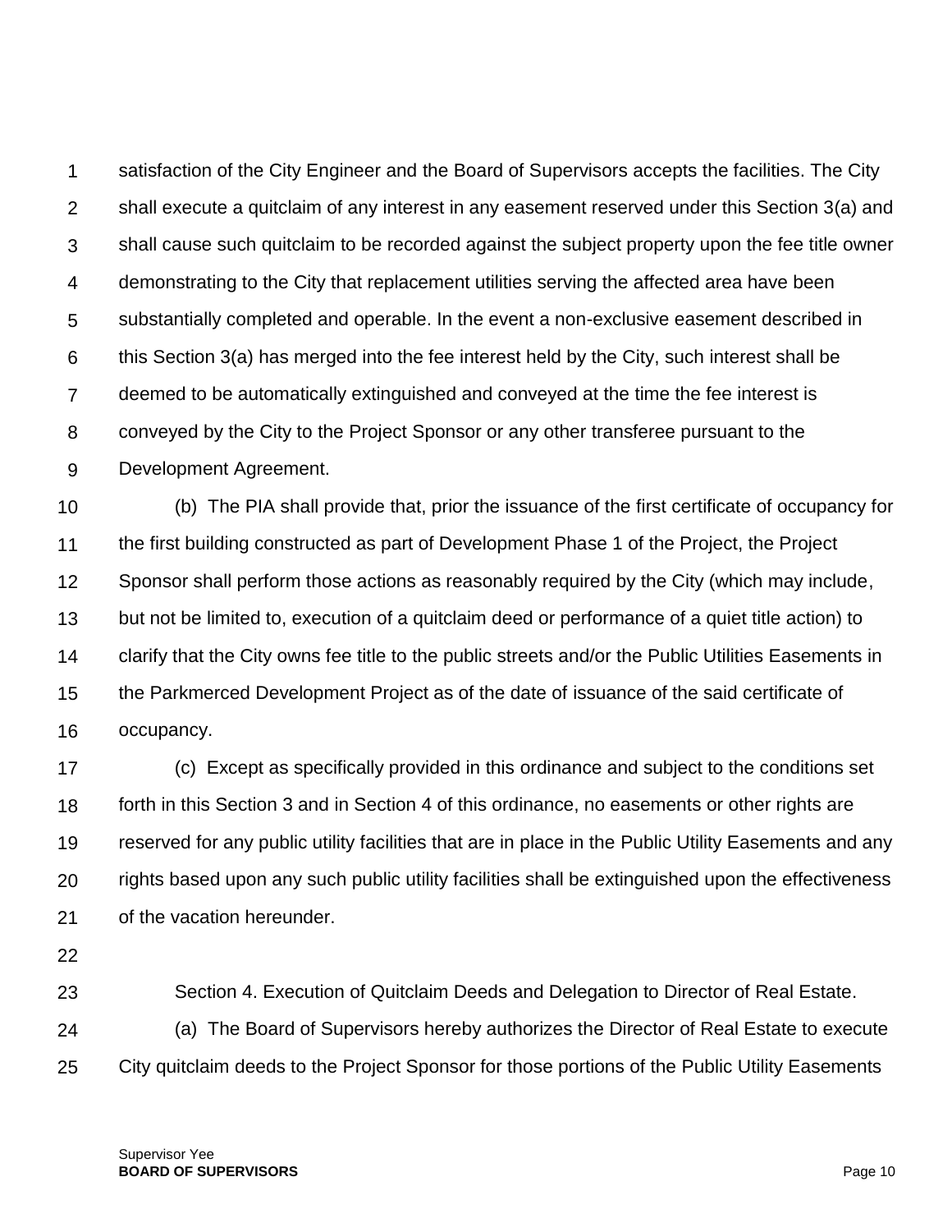satisfaction of the City Engineer and the Board of Supervisors accepts the facilities. The City shall execute a quitclaim of any interest in any easement reserved under this Section 3(a) and shall cause such quitclaim to be recorded against the subject property upon the fee title owner demonstrating to the City that replacement utilities serving the affected area have been substantially completed and operable. In the event a non-exclusive easement described in this Section 3(a) has merged into the fee interest held by the City, such interest shall be deemed to be automatically extinguished and conveyed at the time the fee interest is conveyed by the City to the Project Sponsor or any other transferee pursuant to the Development Agreement.

(b) The PIA shall provide that, prior the issuance of the first certificate of occupancy for the first building constructed as part of Development Phase 1 of the Project, the Project Sponsor shall perform those actions as reasonably required by the City (which may include, but not be limited to, execution of a quitclaim deed or performance of a quiet title action) to clarify that the City owns fee title to the public streets and/or the Public Utilities Easements in the Parkmerced Development Project as of the date of issuance of the said certificate of occupancy.

(c) Except as specifically provided in this ordinance and subject to the conditions set forth in this Section 3 and in Section 4 of this ordinance, no easements or other rights are reserved for any public utility facilities that are in place in the Public Utility Easements and any rights based upon any such public utility facilities shall be extinguished upon the effectiveness of the vacation hereunder.

Section 4. Execution of Quitclaim Deeds and Delegation to Director of Real Estate.

(a) The Board of Supervisors hereby authorizes the Director of Real Estate to execute City quitclaim deeds to the Project Sponsor for those portions of the Public Utility Easements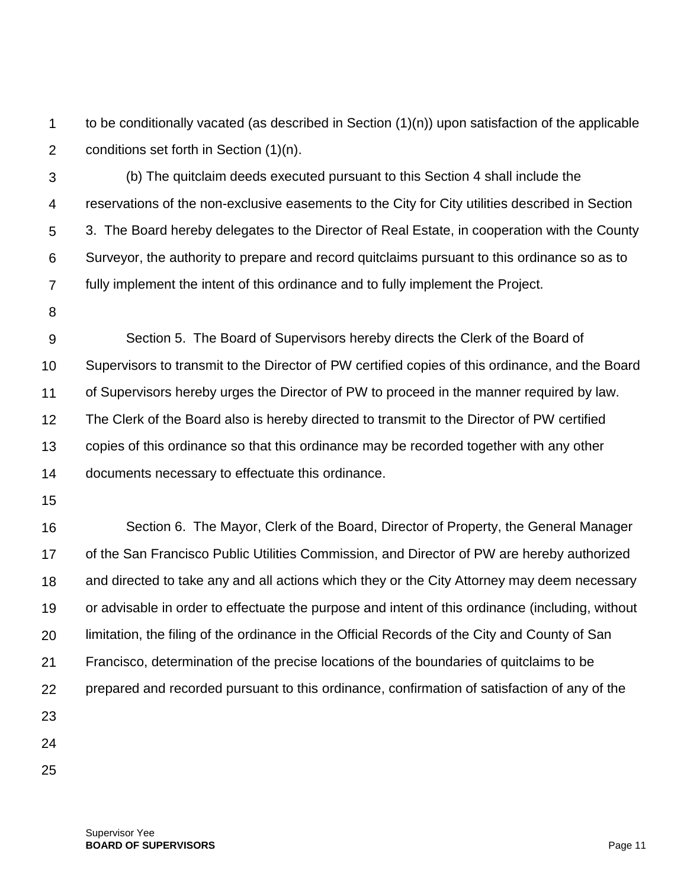to be conditionally vacated (as described in Section (1)(n)) upon satisfaction of the applicable conditions set forth in Section (1)(n).

(b) The quitclaim deeds executed pursuant to this Section 4 shall include the reservations of the non-exclusive easements to the City for City utilities described in Section 3. The Board hereby delegates to the Director of Real Estate, in cooperation with the County Surveyor, the authority to prepare and record quitclaims pursuant to this ordinance so as to fully implement the intent of this ordinance and to fully implement the Project.

Section 5. The Board of Supervisors hereby directs the Clerk of the Board of Supervisors to transmit to the Director of PW certified copies of this ordinance, and the Board of Supervisors hereby urges the Director of PW to proceed in the manner required by law. The Clerk of the Board also is hereby directed to transmit to the Director of PW certified copies of this ordinance so that this ordinance may be recorded together with any other documents necessary to effectuate this ordinance.

Section 6. The Mayor, Clerk of the Board, Director of Property, the General Manager of the San Francisco Public Utilities Commission, and Director of PW are hereby authorized and directed to take any and all actions which they or the City Attorney may deem necessary or advisable in order to effectuate the purpose and intent of this ordinance (including, without limitation, the filing of the ordinance in the Official Records of the City and County of San Francisco, determination of the precise locations of the boundaries of quitclaims to be prepared and recorded pursuant to this ordinance, confirmation of satisfaction of any of the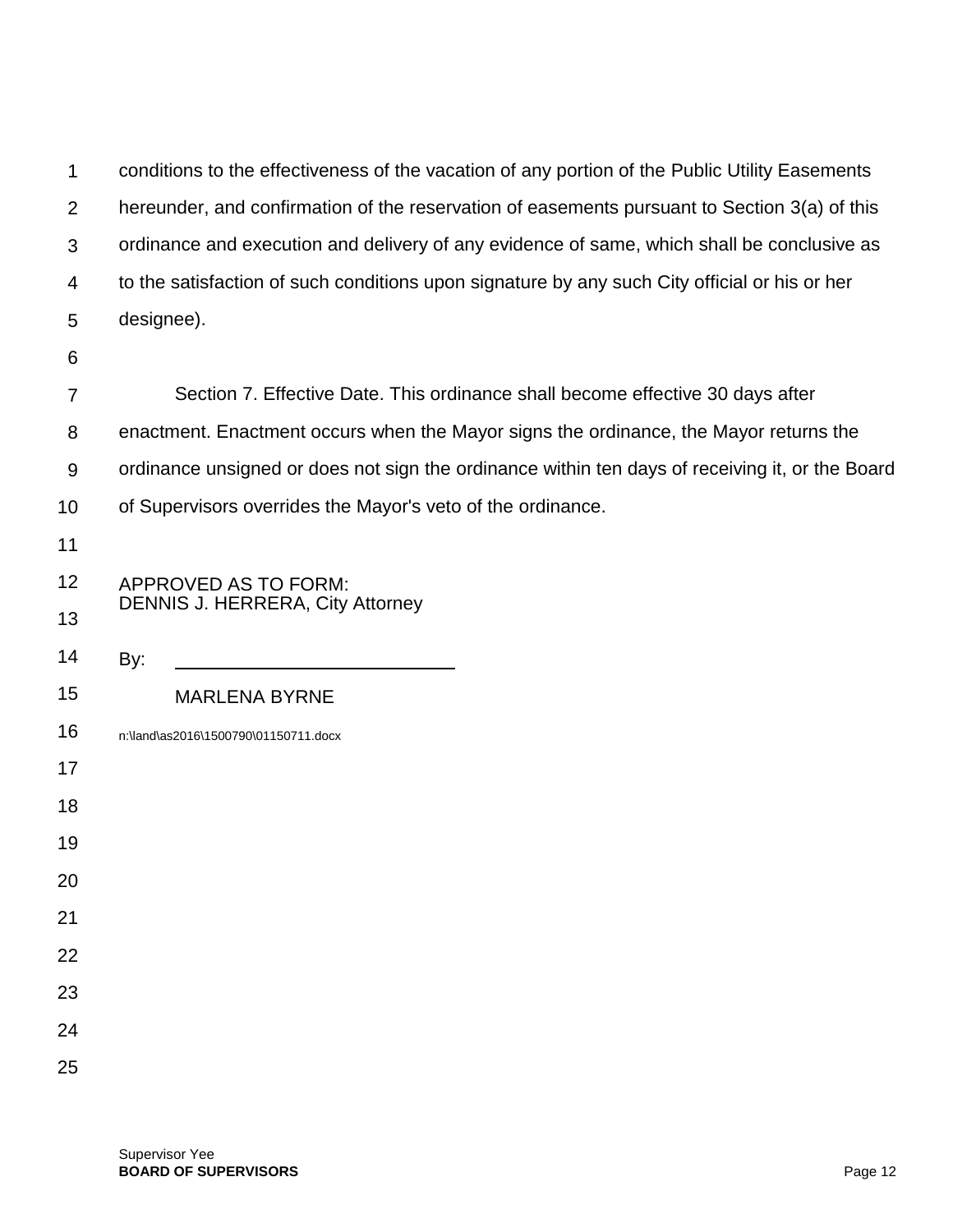conditions to the effectiveness of the vacation of any portion of the Public Utility Easements hereunder, and confirmation of the reservation of easements pursuant to Section 3(a) of this ordinance and execution and delivery of any evidence of same, which shall be conclusive as to the satisfaction of such conditions upon signature by any such City official or his or her designee).

Section 7. Effective Date. This ordinance shall become effective 30 days after enactment. Enactment occurs when the Mayor signs the ordinance, the Mayor returns the ordinance unsigned or does not sign the ordinance within ten days of receiving it, or the Board of Supervisors overrides the Mayor's veto of the ordinance.

APPROVED AS TO FORM:
DENNIS J. HERRERA, City Attorney

By: ____________________________

MARLENA BYRNE

n:\land\as2016\1500790\01150711.docx

Supervisor Yee
**BOARD OF SUPERVISORS**